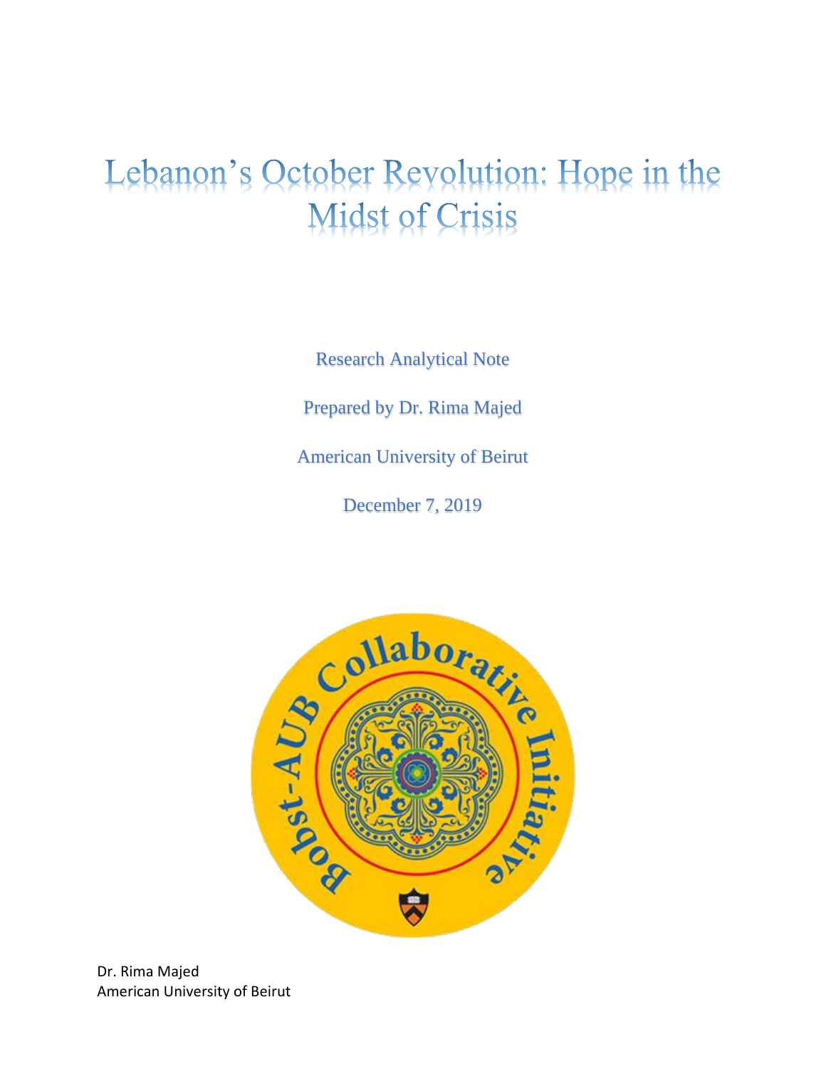# Lebanon's October Revolution: Hope in the Midst of Crisis

Research Analytical Note

Prepared by Dr. Rima Majed

American University of Beirut

December 7, 2019

Bobst-AUB Collaborative Initiative

Dr. Rima Majed
American University of Beirut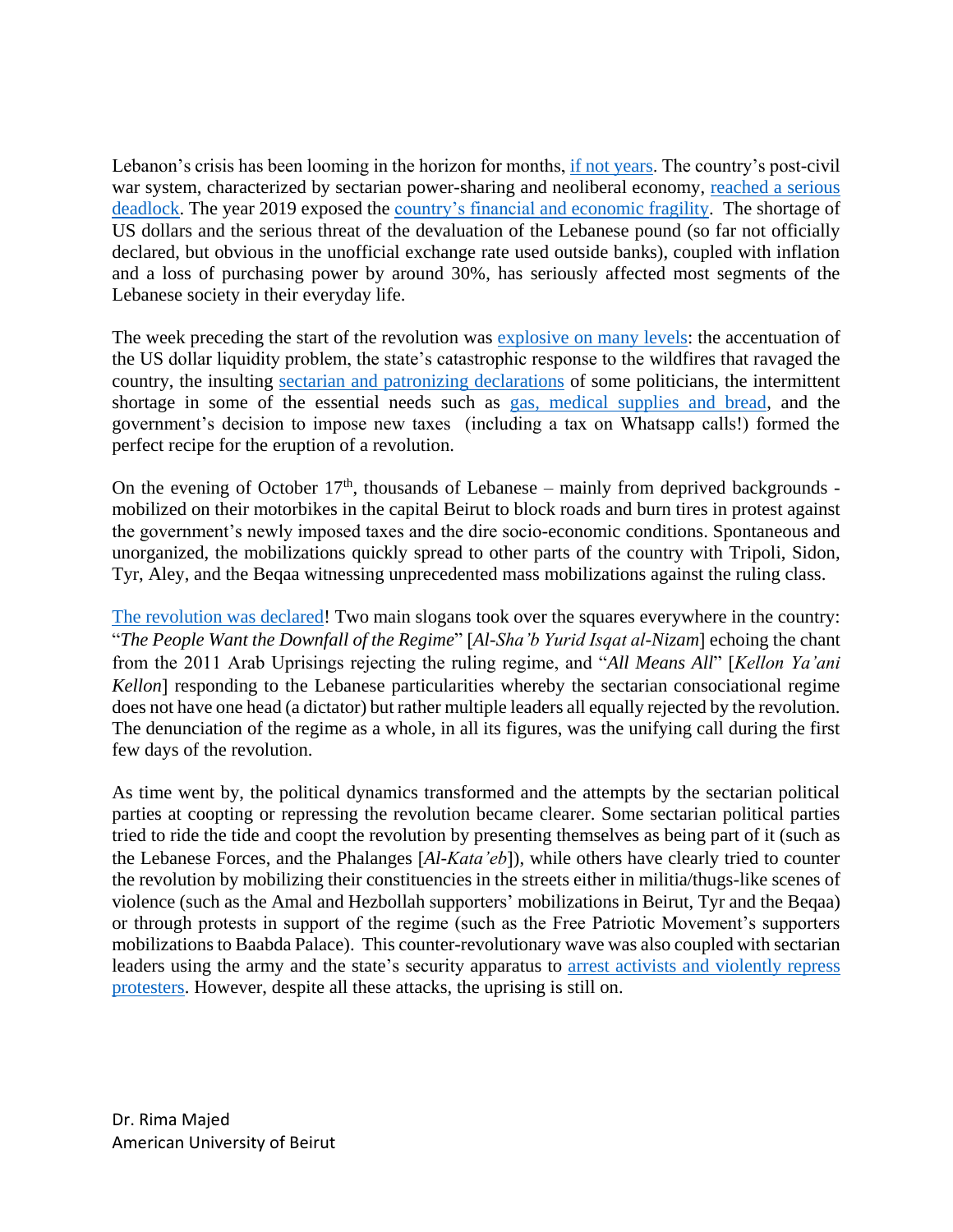Lebanon's crisis has been looming in the horizon for months, if not years. The country's post-civil war system, characterized by sectarian power-sharing and neoliberal economy, reached a serious deadlock. The year 2019 exposed the country's financial and economic fragility. The shortage of US dollars and the serious threat of the devaluation of the Lebanese pound (so far not officially declared, but obvious in the unofficial exchange rate used outside banks), coupled with inflation and a loss of purchasing power by around 30%, has seriously affected most segments of the Lebanese society in their everyday life.

The week preceding the start of the revolution was explosive on many levels: the accentuation of the US dollar liquidity problem, the state's catastrophic response to the wildfires that ravaged the country, the insulting sectarian and patronizing declarations of some politicians, the intermittent shortage in some of the essential needs such as gas, medical supplies and bread, and the government's decision to impose new taxes (including a tax on Whatsapp calls!) formed the perfect recipe for the eruption of a revolution.

On the evening of October 17th, thousands of Lebanese – mainly from deprived backgrounds - mobilized on their motorbikes in the capital Beirut to block roads and burn tires in protest against the government's newly imposed taxes and the dire socio-economic conditions. Spontaneous and unorganized, the mobilizations quickly spread to other parts of the country with Tripoli, Sidon, Tyr, Aley, and the Beqaa witnessing unprecedented mass mobilizations against the ruling class.

The revolution was declared! Two main slogans took over the squares everywhere in the country: "*The People Want the Downfall of the Regime*" [*Al-Sha'b Yurid Isqat al-Nizam*] echoing the chant from the 2011 Arab Uprisings rejecting the ruling regime, and "*All Means All*" [*Kellon Ya'ani Kellon*] responding to the Lebanese particularities whereby the sectarian consociational regime does not have one head (a dictator) but rather multiple leaders all equally rejected by the revolution. The denunciation of the regime as a whole, in all its figures, was the unifying call during the first few days of the revolution.

As time went by, the political dynamics transformed and the attempts by the sectarian political parties at coopting or repressing the revolution became clearer. Some sectarian political parties tried to ride the tide and coopt the revolution by presenting themselves as being part of it (such as the Lebanese Forces, and the Phalanges [*Al-Kata'eb*]), while others have clearly tried to counter the revolution by mobilizing their constituencies in the streets either in militia/thugs-like scenes of violence (such as the Amal and Hezbollah supporters' mobilizations in Beirut, Tyr and the Beqaa) or through protests in support of the regime (such as the Free Patriotic Movement's supporters mobilizations to Baabda Palace). This counter-revolutionary wave was also coupled with sectarian leaders using the army and the state's security apparatus to arrest activists and violently repress protesters. However, despite all these attacks, the uprising is still on.

Dr. Rima Majed
American University of Beirut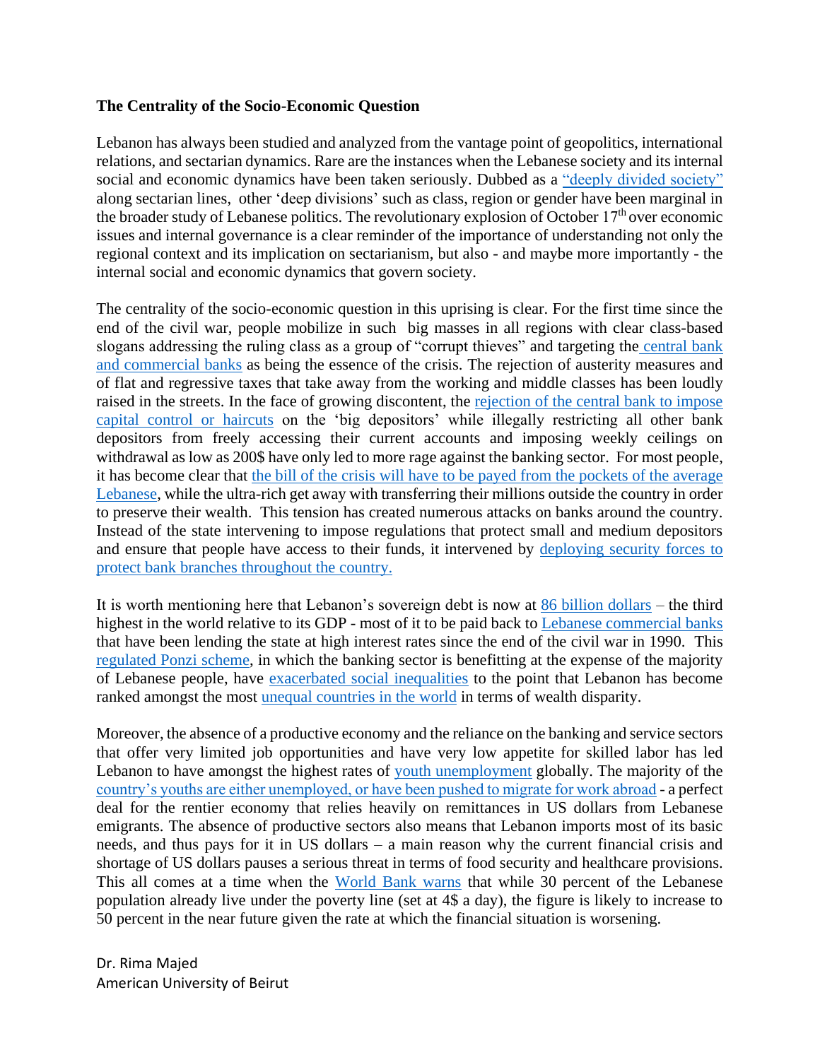**The Centrality of the Socio-Economic Question**

Lebanon has always been studied and analyzed from the vantage point of geopolitics, international relations, and sectarian dynamics. Rare are the instances when the Lebanese society and its internal social and economic dynamics have been taken seriously. Dubbed as a "deeply divided society" along sectarian lines, other 'deep divisions' such as class, region or gender have been marginal in the broader study of Lebanese politics. The revolutionary explosion of October 17th over economic issues and internal governance is a clear reminder of the importance of understanding not only the regional context and its implication on sectarianism, but also - and maybe more importantly - the internal social and economic dynamics that govern society.

The centrality of the socio-economic question in this uprising is clear. For the first time since the end of the civil war, people mobilize in such big masses in all regions with clear class-based slogans addressing the ruling class as a group of "corrupt thieves" and targeting the central bank and commercial banks as being the essence of the crisis. The rejection of austerity measures and of flat and regressive taxes that take away from the working and middle classes has been loudly raised in the streets. In the face of growing discontent, the rejection of the central bank to impose capital control or haircuts on the 'big depositors' while illegally restricting all other bank depositors from freely accessing their current accounts and imposing weekly ceilings on withdrawal as low as 200$ have only led to more rage against the banking sector. For most people, it has become clear that the bill of the crisis will have to be payed from the pockets of the average Lebanese, while the ultra-rich get away with transferring their millions outside the country in order to preserve their wealth. This tension has created numerous attacks on banks around the country. Instead of the state intervening to impose regulations that protect small and medium depositors and ensure that people have access to their funds, it intervened by deploying security forces to protect bank branches throughout the country.

It is worth mentioning here that Lebanon's sovereign debt is now at 86 billion dollars – the third highest in the world relative to its GDP - most of it to be paid back to Lebanese commercial banks that have been lending the state at high interest rates since the end of the civil war in 1990. This regulated Ponzi scheme, in which the banking sector is benefitting at the expense of the majority of Lebanese people, have exacerbated social inequalities to the point that Lebanon has become ranked amongst the most unequal countries in the world in terms of wealth disparity.

Moreover, the absence of a productive economy and the reliance on the banking and service sectors that offer very limited job opportunities and have very low appetite for skilled labor has led Lebanon to have amongst the highest rates of youth unemployment globally. The majority of the country's youths are either unemployed, or have been pushed to migrate for work abroad - a perfect deal for the rentier economy that relies heavily on remittances in US dollars from Lebanese emigrants. The absence of productive sectors also means that Lebanon imports most of its basic needs, and thus pays for it in US dollars – a main reason why the current financial crisis and shortage of US dollars pauses a serious threat in terms of food security and healthcare provisions. This all comes at a time when the World Bank warns that while 30 percent of the Lebanese population already live under the poverty line (set at 4$ a day), the figure is likely to increase to 50 percent in the near future given the rate at which the financial situation is worsening.

Dr. Rima Majed
American University of Beirut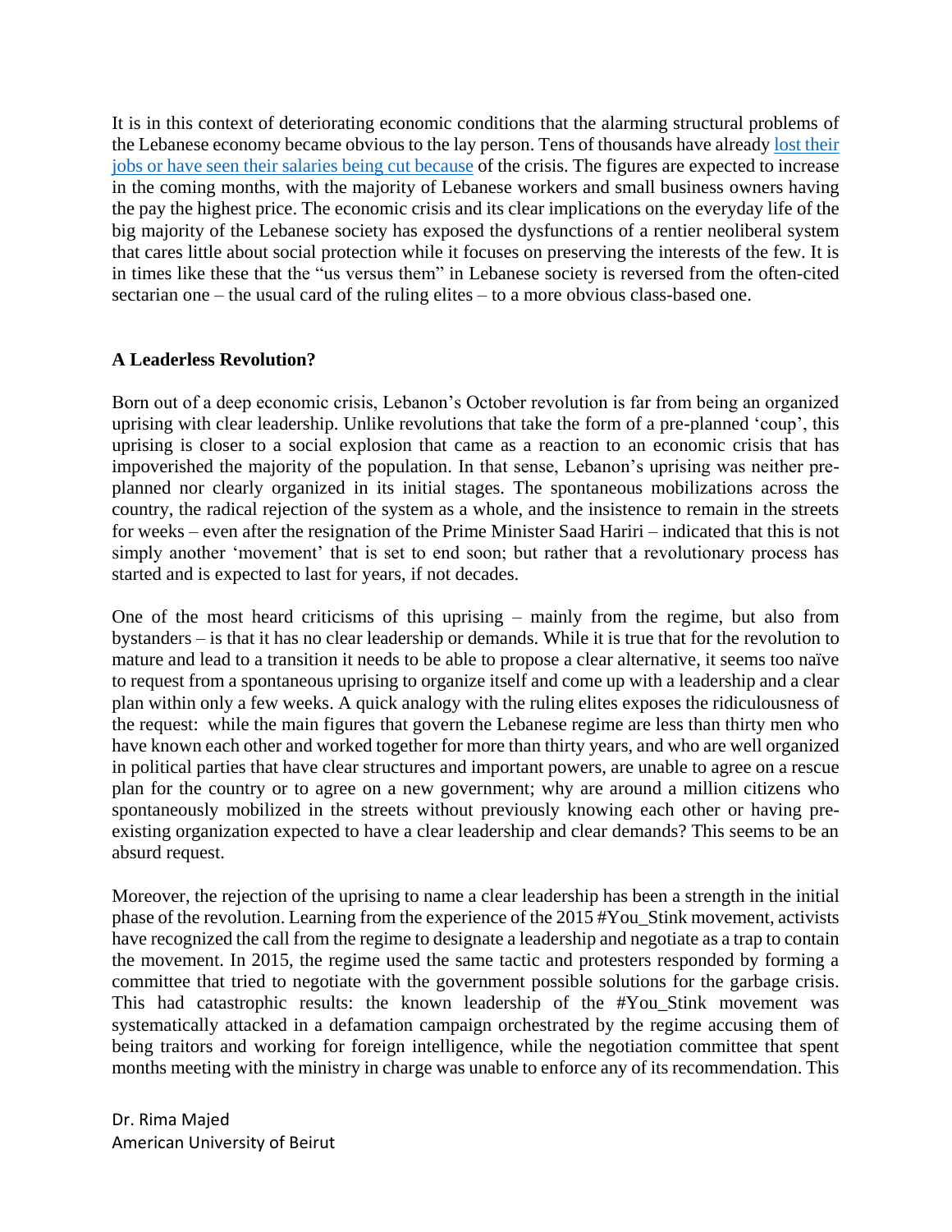It is in this context of deteriorating economic conditions that the alarming structural problems of the Lebanese economy became obvious to the lay person. Tens of thousands have already [lost their jobs or have seen their salaries being cut because]() of the crisis. The figures are expected to increase in the coming months, with the majority of Lebanese workers and small business owners having the pay the highest price. The economic crisis and its clear implications on the everyday life of the big majority of the Lebanese society has exposed the dysfunctions of a rentier neoliberal system that cares little about social protection while it focuses on preserving the interests of the few. It is in times like these that the "us versus them" in Lebanese society is reversed from the often-cited sectarian one – the usual card of the ruling elites – to a more obvious class-based one.

**A Leaderless Revolution?**

Born out of a deep economic crisis, Lebanon's October revolution is far from being an organized uprising with clear leadership. Unlike revolutions that take the form of a pre-planned 'coup', this uprising is closer to a social explosion that came as a reaction to an economic crisis that has impoverished the majority of the population. In that sense, Lebanon's uprising was neither pre-planned nor clearly organized in its initial stages. The spontaneous mobilizations across the country, the radical rejection of the system as a whole, and the insistence to remain in the streets for weeks – even after the resignation of the Prime Minister Saad Hariri – indicated that this is not simply another 'movement' that is set to end soon; but rather that a revolutionary process has started and is expected to last for years, if not decades.

One of the most heard criticisms of this uprising – mainly from the regime, but also from bystanders – is that it has no clear leadership or demands. While it is true that for the revolution to mature and lead to a transition it needs to be able to propose a clear alternative, it seems too naïve to request from a spontaneous uprising to organize itself and come up with a leadership and a clear plan within only a few weeks. A quick analogy with the ruling elites exposes the ridiculousness of the request: while the main figures that govern the Lebanese regime are less than thirty men who have known each other and worked together for more than thirty years, and who are well organized in political parties that have clear structures and important powers, are unable to agree on a rescue plan for the country or to agree on a new government; why are around a million citizens who spontaneously mobilized in the streets without previously knowing each other or having pre-existing organization expected to have a clear leadership and clear demands? This seems to be an absurd request.

Moreover, the rejection of the uprising to name a clear leadership has been a strength in the initial phase of the revolution. Learning from the experience of the 2015 #You_Stink movement, activists have recognized the call from the regime to designate a leadership and negotiate as a trap to contain the movement. In 2015, the regime used the same tactic and protesters responded by forming a committee that tried to negotiate with the government possible solutions for the garbage crisis. This had catastrophic results: the known leadership of the #You_Stink movement was systematically attacked in a defamation campaign orchestrated by the regime accusing them of being traitors and working for foreign intelligence, while the negotiation committee that spent months meeting with the ministry in charge was unable to enforce any of its recommendation. This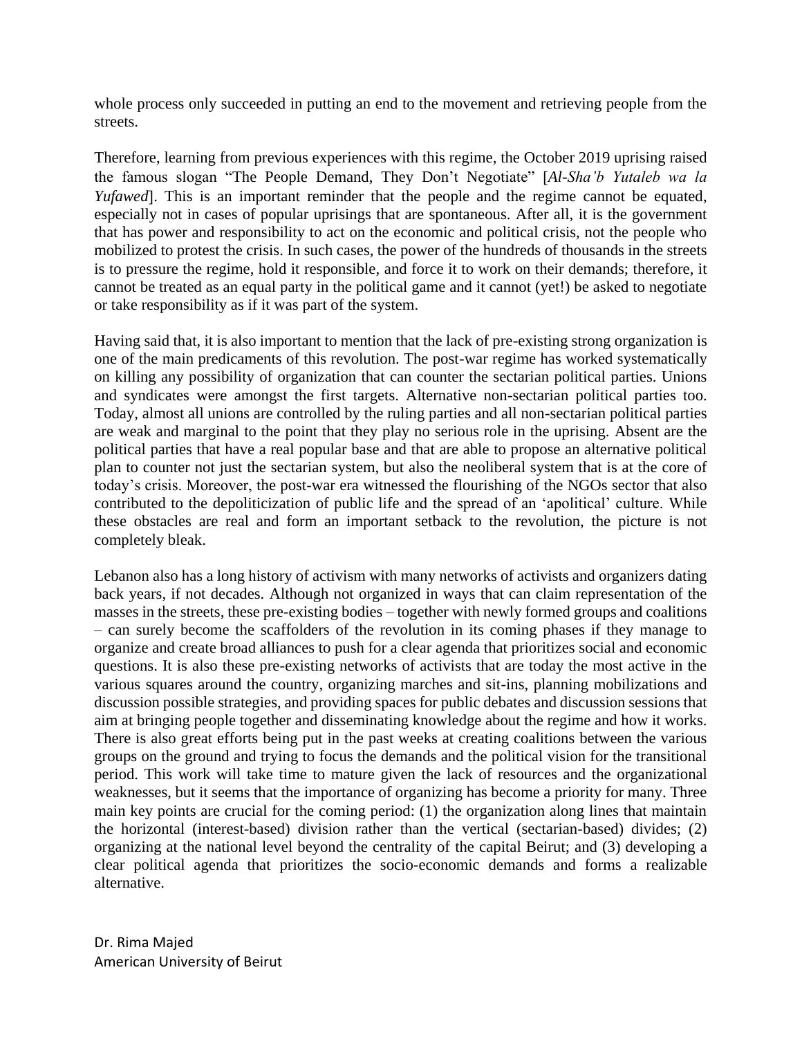whole process only succeeded in putting an end to the movement and retrieving people from the streets.

Therefore, learning from previous experiences with this regime, the October 2019 uprising raised the famous slogan "The People Demand, They Don't Negotiate" [*Al-Sha'b Yutaleb wa la Yufawed*]. This is an important reminder that the people and the regime cannot be equated, especially not in cases of popular uprisings that are spontaneous. After all, it is the government that has power and responsibility to act on the economic and political crisis, not the people who mobilized to protest the crisis. In such cases, the power of the hundreds of thousands in the streets is to pressure the regime, hold it responsible, and force it to work on their demands; therefore, it cannot be treated as an equal party in the political game and it cannot (yet!) be asked to negotiate or take responsibility as if it was part of the system.

Having said that, it is also important to mention that the lack of pre-existing strong organization is one of the main predicaments of this revolution. The post-war regime has worked systematically on killing any possibility of organization that can counter the sectarian political parties. Unions and syndicates were amongst the first targets. Alternative non-sectarian political parties too. Today, almost all unions are controlled by the ruling parties and all non-sectarian political parties are weak and marginal to the point that they play no serious role in the uprising. Absent are the political parties that have a real popular base and that are able to propose an alternative political plan to counter not just the sectarian system, but also the neoliberal system that is at the core of today's crisis. Moreover, the post-war era witnessed the flourishing of the NGOs sector that also contributed to the depoliticization of public life and the spread of an 'apolitical' culture. While these obstacles are real and form an important setback to the revolution, the picture is not completely bleak.

Lebanon also has a long history of activism with many networks of activists and organizers dating back years, if not decades. Although not organized in ways that can claim representation of the masses in the streets, these pre-existing bodies – together with newly formed groups and coalitions – can surely become the scaffolders of the revolution in its coming phases if they manage to organize and create broad alliances to push for a clear agenda that prioritizes social and economic questions. It is also these pre-existing networks of activists that are today the most active in the various squares around the country, organizing marches and sit-ins, planning mobilizations and discussion possible strategies, and providing spaces for public debates and discussion sessions that aim at bringing people together and disseminating knowledge about the regime and how it works. There is also great efforts being put in the past weeks at creating coalitions between the various groups on the ground and trying to focus the demands and the political vision for the transitional period. This work will take time to mature given the lack of resources and the organizational weaknesses, but it seems that the importance of organizing has become a priority for many. Three main key points are crucial for the coming period: (1) the organization along lines that maintain the horizontal (interest-based) division rather than the vertical (sectarian-based) divides; (2) organizing at the national level beyond the centrality of the capital Beirut; and (3) developing a clear political agenda that prioritizes the socio-economic demands and forms a realizable alternative.

Dr. Rima Majed
American University of Beirut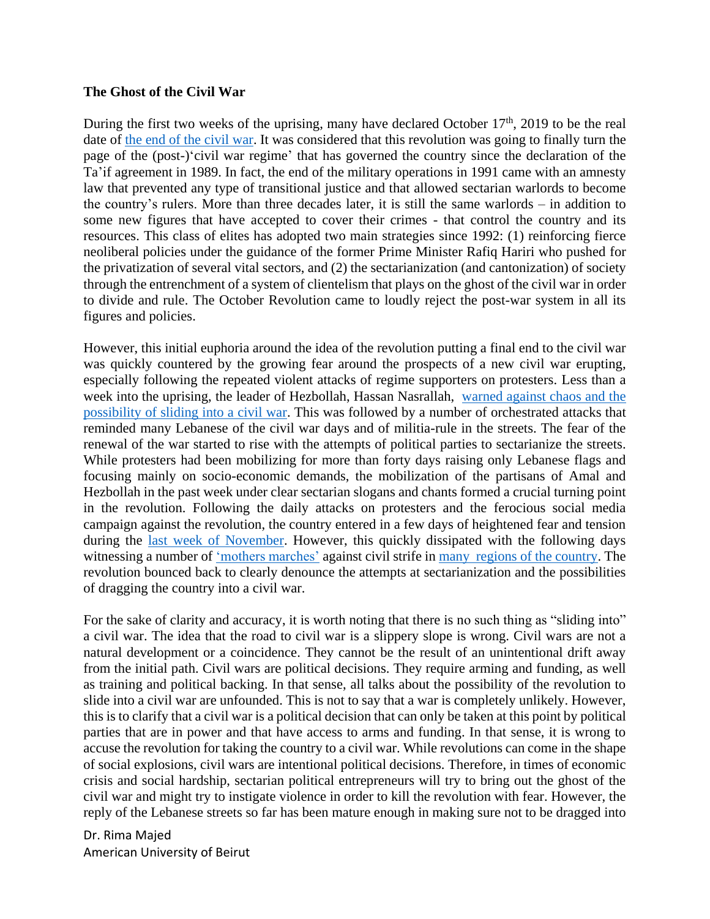**The Ghost of the Civil War**

During the first two weeks of the uprising, many have declared October 17th, 2019 to be the real date of the end of the civil war. It was considered that this revolution was going to finally turn the page of the (post-)'civil war regime' that has governed the country since the declaration of the Ta'if agreement in 1989. In fact, the end of the military operations in 1991 came with an amnesty law that prevented any type of transitional justice and that allowed sectarian warlords to become the country's rulers. More than three decades later, it is still the same warlords – in addition to some new figures that have accepted to cover their crimes - that control the country and its resources. This class of elites has adopted two main strategies since 1992: (1) reinforcing fierce neoliberal policies under the guidance of the former Prime Minister Rafiq Hariri who pushed for the privatization of several vital sectors, and (2) the sectarianization (and cantonization) of society through the entrenchment of a system of clientelism that plays on the ghost of the civil war in order to divide and rule. The October Revolution came to loudly reject the post-war system in all its figures and policies.

However, this initial euphoria around the idea of the revolution putting a final end to the civil war was quickly countered by the growing fear around the prospects of a new civil war erupting, especially following the repeated violent attacks of regime supporters on protesters. Less than a week into the uprising, the leader of Hezbollah, Hassan Nasrallah, warned against chaos and the possibility of sliding into a civil war. This was followed by a number of orchestrated attacks that reminded many Lebanese of the civil war days and of militia-rule in the streets. The fear of the renewal of the war started to rise with the attempts of political parties to sectarianize the streets. While protesters had been mobilizing for more than forty days raising only Lebanese flags and focusing mainly on socio-economic demands, the mobilization of the partisans of Amal and Hezbollah in the past week under clear sectarian slogans and chants formed a crucial turning point in the revolution. Following the daily attacks on protesters and the ferocious social media campaign against the revolution, the country entered in a few days of heightened fear and tension during the last week of November. However, this quickly dissipated with the following days witnessing a number of 'mothers marches' against civil strife in many regions of the country. The revolution bounced back to clearly denounce the attempts at sectarianization and the possibilities of dragging the country into a civil war.

For the sake of clarity and accuracy, it is worth noting that there is no such thing as "sliding into" a civil war. The idea that the road to civil war is a slippery slope is wrong. Civil wars are not a natural development or a coincidence. They cannot be the result of an unintentional drift away from the initial path. Civil wars are political decisions. They require arming and funding, as well as training and political backing. In that sense, all talks about the possibility of the revolution to slide into a civil war are unfounded. This is not to say that a war is completely unlikely. However, this is to clarify that a civil war is a political decision that can only be taken at this point by political parties that are in power and that have access to arms and funding. In that sense, it is wrong to accuse the revolution for taking the country to a civil war. While revolutions can come in the shape of social explosions, civil wars are intentional political decisions. Therefore, in times of economic crisis and social hardship, sectarian political entrepreneurs will try to bring out the ghost of the civil war and might try to instigate violence in order to kill the revolution with fear. However, the reply of the Lebanese streets so far has been mature enough in making sure not to be dragged into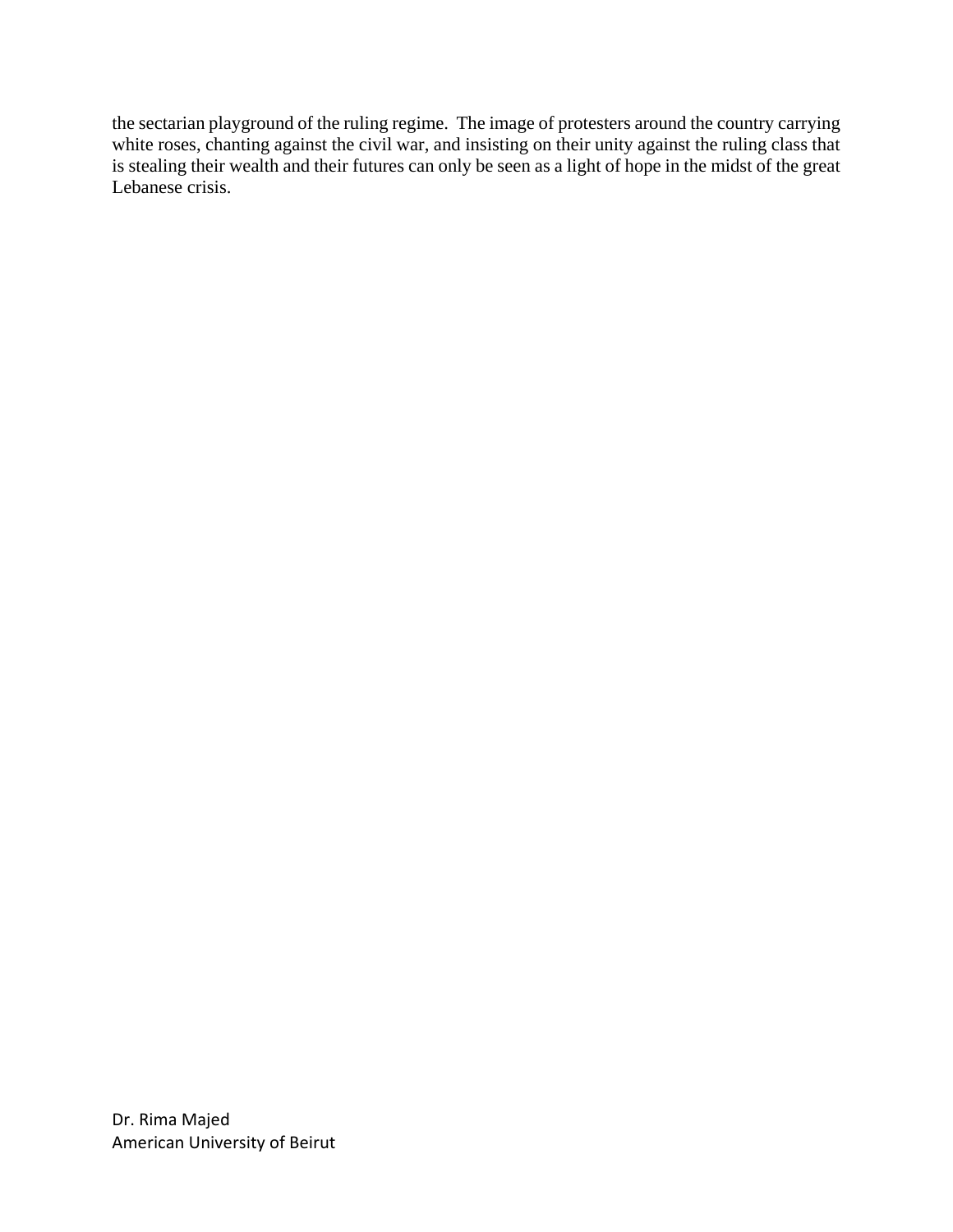the sectarian playground of the ruling regime. The image of protesters around the country carrying white roses, chanting against the civil war, and insisting on their unity against the ruling class that is stealing their wealth and their futures can only be seen as a light of hope in the midst of the great Lebanese crisis.

Dr. Rima Majed
American University of Beirut